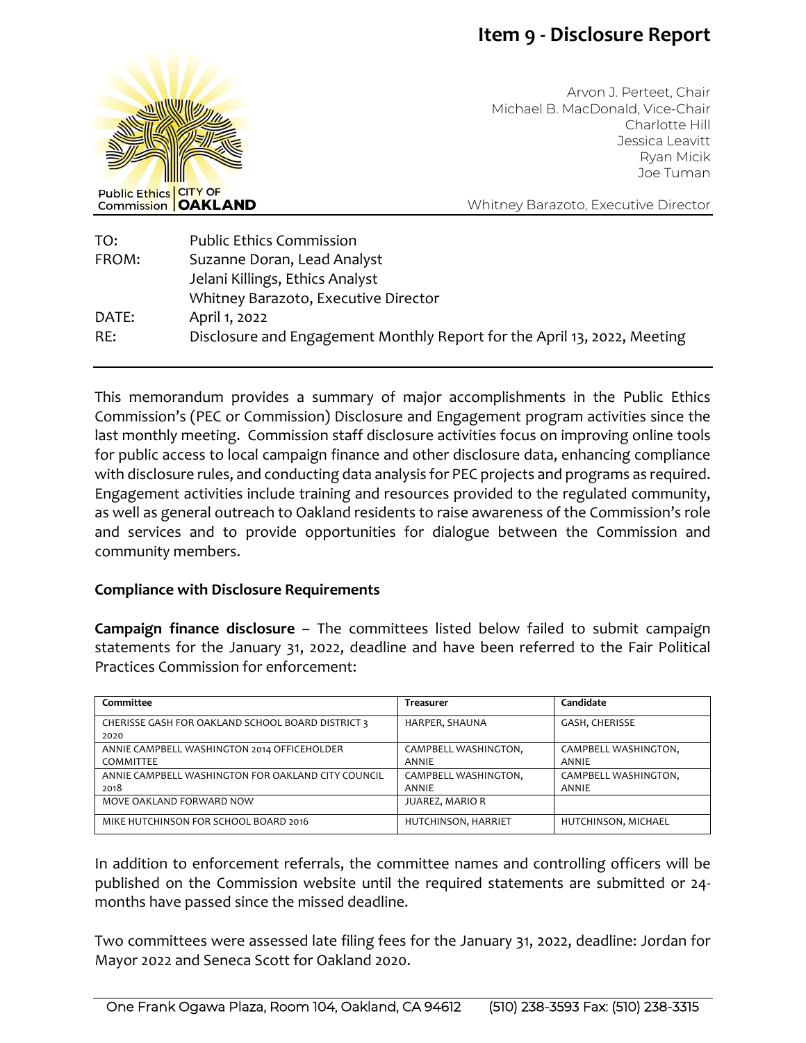# Item 9 - Disclosure Report

Public Ethics Commission | CITY OF OAKLAND

Arvon J. Perteet, Chair
Michael B. MacDonald, Vice-Chair
Charlotte Hill
Jessica Leavitt
Ryan Micik
Joe Tuman

Whitney Barazoto, Executive Director

TO: Public Ethics Commission
FROM: Suzanne Doran, Lead Analyst
Jelani Killings, Ethics Analyst
Whitney Barazoto, Executive Director
DATE: April 1, 2022
RE: Disclosure and Engagement Monthly Report for the April 13, 2022, Meeting

This memorandum provides a summary of major accomplishments in the Public Ethics Commission's (PEC or Commission) Disclosure and Engagement program activities since the last monthly meeting. Commission staff disclosure activities focus on improving online tools for public access to local campaign finance and other disclosure data, enhancing compliance with disclosure rules, and conducting data analysis for PEC projects and programs as required. Engagement activities include training and resources provided to the regulated community, as well as general outreach to Oakland residents to raise awareness of the Commission's role and services and to provide opportunities for dialogue between the Commission and community members.

**Compliance with Disclosure Requirements**

**Campaign finance disclosure** – The committees listed below failed to submit campaign statements for the January 31, 2022, deadline and have been referred to the Fair Political Practices Commission for enforcement:

| Committee | Treasurer | Candidate |
|---|---|---|
| CHERISSE GASH FOR OAKLAND SCHOOL BOARD DISTRICT 3 2020 | HARPER, SHAUNA | GASH, CHERISSE |
| ANNIE CAMPBELL WASHINGTON 2014 OFFICEHOLDER COMMITTEE | CAMPBELL WASHINGTON, ANNIE | CAMPBELL WASHINGTON, ANNIE |
| ANNIE CAMPBELL WASHINGTON FOR OAKLAND CITY COUNCIL 2018 | CAMPBELL WASHINGTON, ANNIE | CAMPBELL WASHINGTON, ANNIE |
| MOVE OAKLAND FORWARD NOW | JUAREZ, MARIO R | |
| MIKE HUTCHINSON FOR SCHOOL BOARD 2016 | HUTCHINSON, HARRIET | HUTCHINSON, MICHAEL |

In addition to enforcement referrals, the committee names and controlling officers will be published on the Commission website until the required statements are submitted or 24-months have passed since the missed deadline.

Two committees were assessed late filing fees for the January 31, 2022, deadline: Jordan for Mayor 2022 and Seneca Scott for Oakland 2020.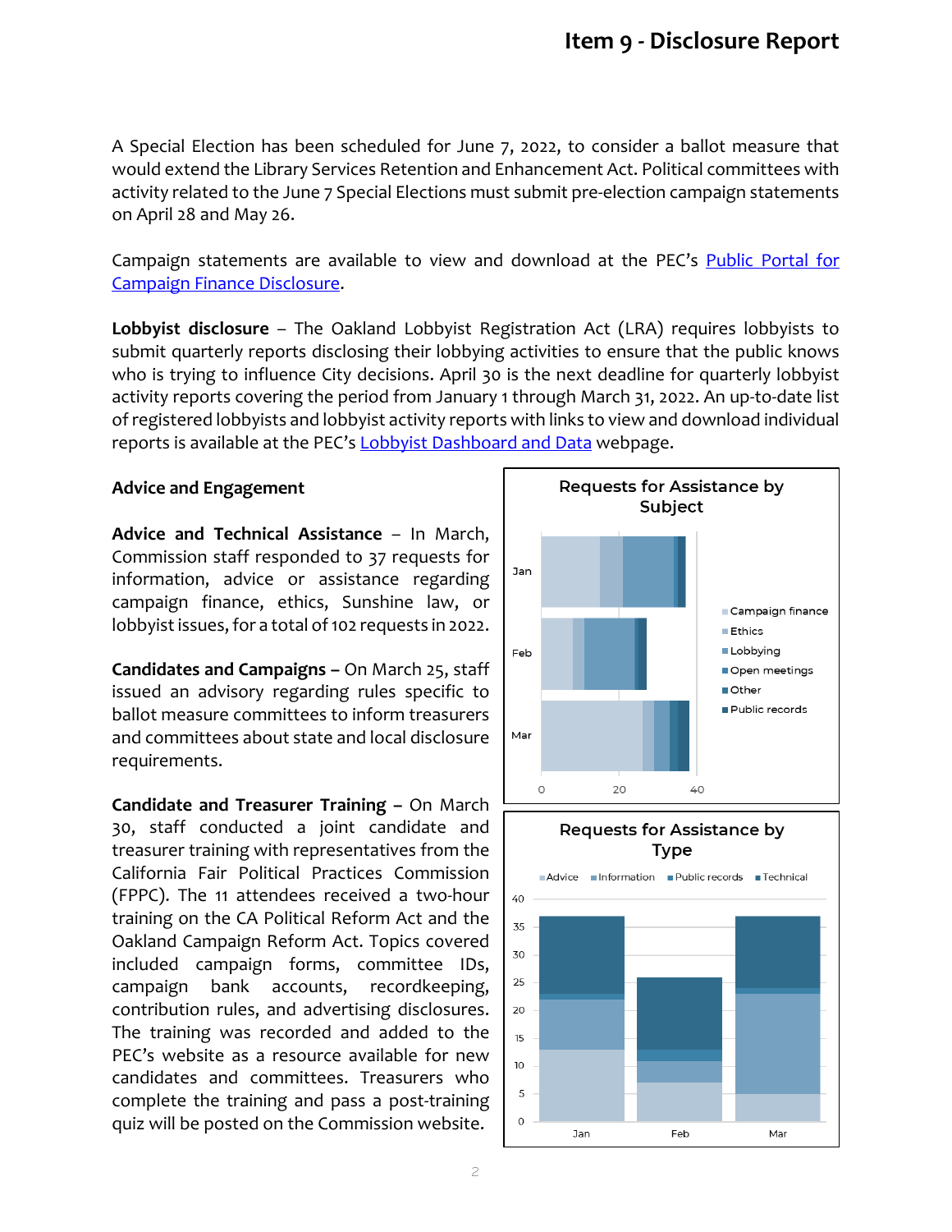A Special Election has been scheduled for June 7, 2022, to consider a ballot measure that would extend the Library Services Retention and Enhancement Act. Political committees with activity related to the June 7 Special Elections must submit pre-election campaign statements on April 28 and May 26.

Campaign statements are available to view and download at the PEC's Public Portal for Campaign Finance Disclosure.

**Lobbyist disclosure** – The Oakland Lobbyist Registration Act (LRA) requires lobbyists to submit quarterly reports disclosing their lobbying activities to ensure that the public knows who is trying to influence City decisions. April 30 is the next deadline for quarterly lobbyist activity reports covering the period from January 1 through March 31, 2022. An up-to-date list of registered lobbyists and lobbyist activity reports with links to view and download individual reports is available at the PEC's Lobbyist Dashboard and Data webpage.

**Advice and Engagement**

**Advice and Technical Assistance** – In March, Commission staff responded to 37 requests for information, advice or assistance regarding campaign finance, ethics, Sunshine law, or lobbyist issues, for a total of 102 requests in 2022.

**Candidates and Campaigns –** On March 25, staff issued an advisory regarding rules specific to ballot measure committees to inform treasurers and committees about state and local disclosure requirements.

**Candidate and Treasurer Training –** On March 30, staff conducted a joint candidate and treasurer training with representatives from the California Fair Political Practices Commission (FPPC). The 11 attendees received a two-hour training on the CA Political Reform Act and the Oakland Campaign Reform Act. Topics covered included campaign forms, committee IDs, campaign bank accounts, recordkeeping, contribution rules, and advertising disclosures. The training was recorded and added to the PEC's website as a resource available for new candidates and committees. Treasurers who complete the training and pass a post-training quiz will be posted on the Commission website.

Requests for Assistance by Subject

Requests for Assistance by Type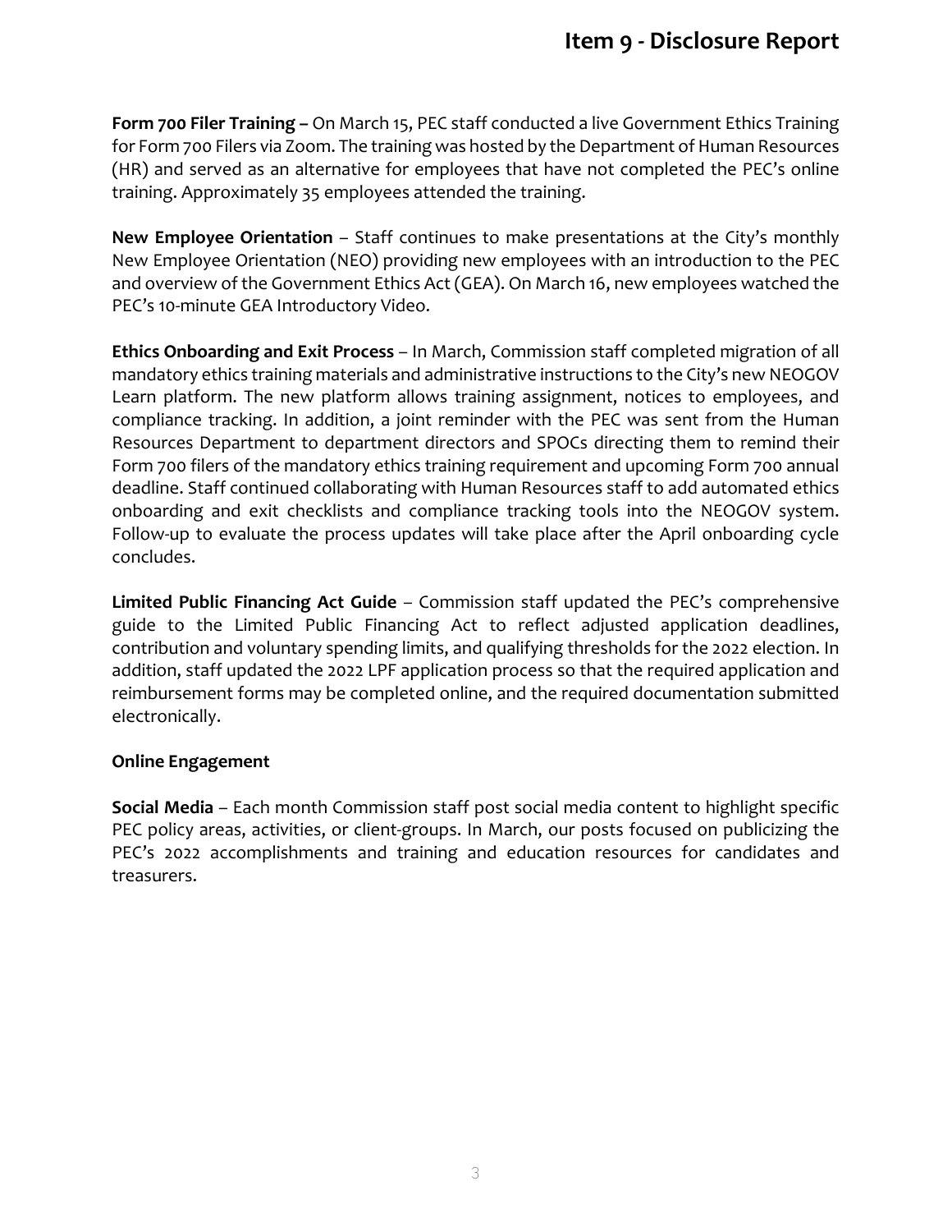**Form 700 Filer Training –** On March 15, PEC staff conducted a live Government Ethics Training for Form 700 Filers via Zoom. The training was hosted by the Department of Human Resources (HR) and served as an alternative for employees that have not completed the PEC's online training. Approximately 35 employees attended the training.

**New Employee Orientation** – Staff continues to make presentations at the City's monthly New Employee Orientation (NEO) providing new employees with an introduction to the PEC and overview of the Government Ethics Act (GEA). On March 16, new employees watched the PEC's 10-minute GEA Introductory Video.

**Ethics Onboarding and Exit Process** – In March, Commission staff completed migration of all mandatory ethics training materials and administrative instructions to the City's new NEOGOV Learn platform. The new platform allows training assignment, notices to employees, and compliance tracking. In addition, a joint reminder with the PEC was sent from the Human Resources Department to department directors and SPOCs directing them to remind their Form 700 filers of the mandatory ethics training requirement and upcoming Form 700 annual deadline. Staff continued collaborating with Human Resources staff to add automated ethics onboarding and exit checklists and compliance tracking tools into the NEOGOV system. Follow-up to evaluate the process updates will take place after the April onboarding cycle concludes.

**Limited Public Financing Act Guide** – Commission staff updated the PEC's comprehensive guide to the Limited Public Financing Act to reflect adjusted application deadlines, contribution and voluntary spending limits, and qualifying thresholds for the 2022 election. In addition, staff updated the 2022 LPF application process so that the required application and reimbursement forms may be completed online, and the required documentation submitted electronically.

**Online Engagement**

**Social Media** – Each month Commission staff post social media content to highlight specific PEC policy areas, activities, or client-groups. In March, our posts focused on publicizing the PEC's 2022 accomplishments and training and education resources for candidates and treasurers.